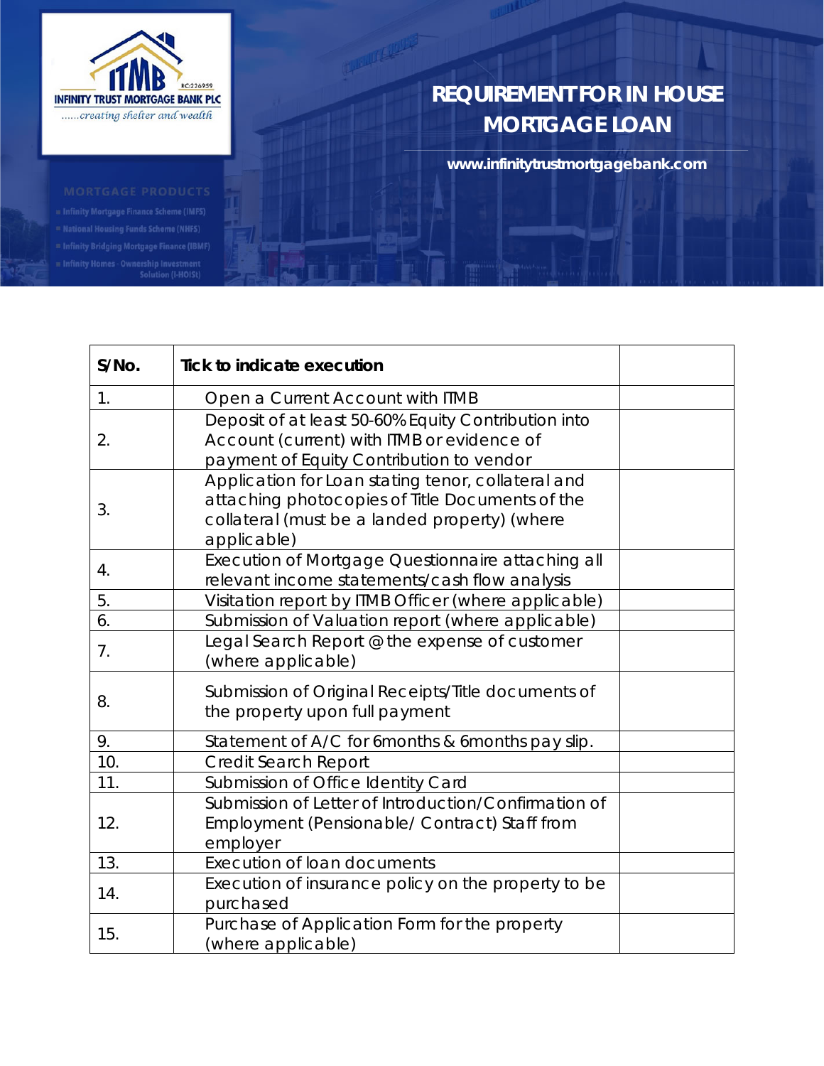INFINITY TRUST MORTGAGE BANK PLC

......creating shelter and wealth

RC:226959

MORTGAGE PRODUCTS

- Infinity Mortgage Finance Scheme (IMFS)
- National Housing Funds Scheme (NHFS)
- Infinity Bridging Mortgage Finance (IBMF)
- Infinity Homes - Ownership Investment Solution (I-HOISt)

# REQUIREMENT FOR IN HOUSE MORTGAGE LOAN

www.infinitytrustmortgagebank.com

| S/No. | Tick to indicate execution | |
|---|---|---|
| 1. | Open a Current Account with ITMB | |
| 2. | Deposit of at least 50-60% Equity Contribution into Account (current) with ITMB or evidence of payment of Equity Contribution to vendor | |
| 3. | Application for Loan stating tenor, collateral and attaching photocopies of Title Documents of the collateral (must be a landed property) (where applicable) | |
| 4. | Execution of Mortgage Questionnaire attaching all relevant income statements/cash flow analysis | |
| 5. | Visitation report by ITMB Officer (where applicable) | |
| 6. | Submission of Valuation report (where applicable) | |
| 7. | Legal Search Report @ the expense of customer (where applicable) | |
| 8. | Submission of Original Receipts/Title documents of the property upon full payment | |
| 9. | Statement of A/C for 6months & 6months pay slip. | |
| 10. | Credit Search Report | |
| 11. | Submission of Office Identity Card | |
| 12. | Submission of Letter of Introduction/Confirmation of Employment (Pensionable/ Contract) Staff from employer | |
| 13. | Execution of loan documents | |
| 14. | Execution of insurance policy on the property to be purchased | |
| 15. | Purchase of Application Form for the property (where applicable) | |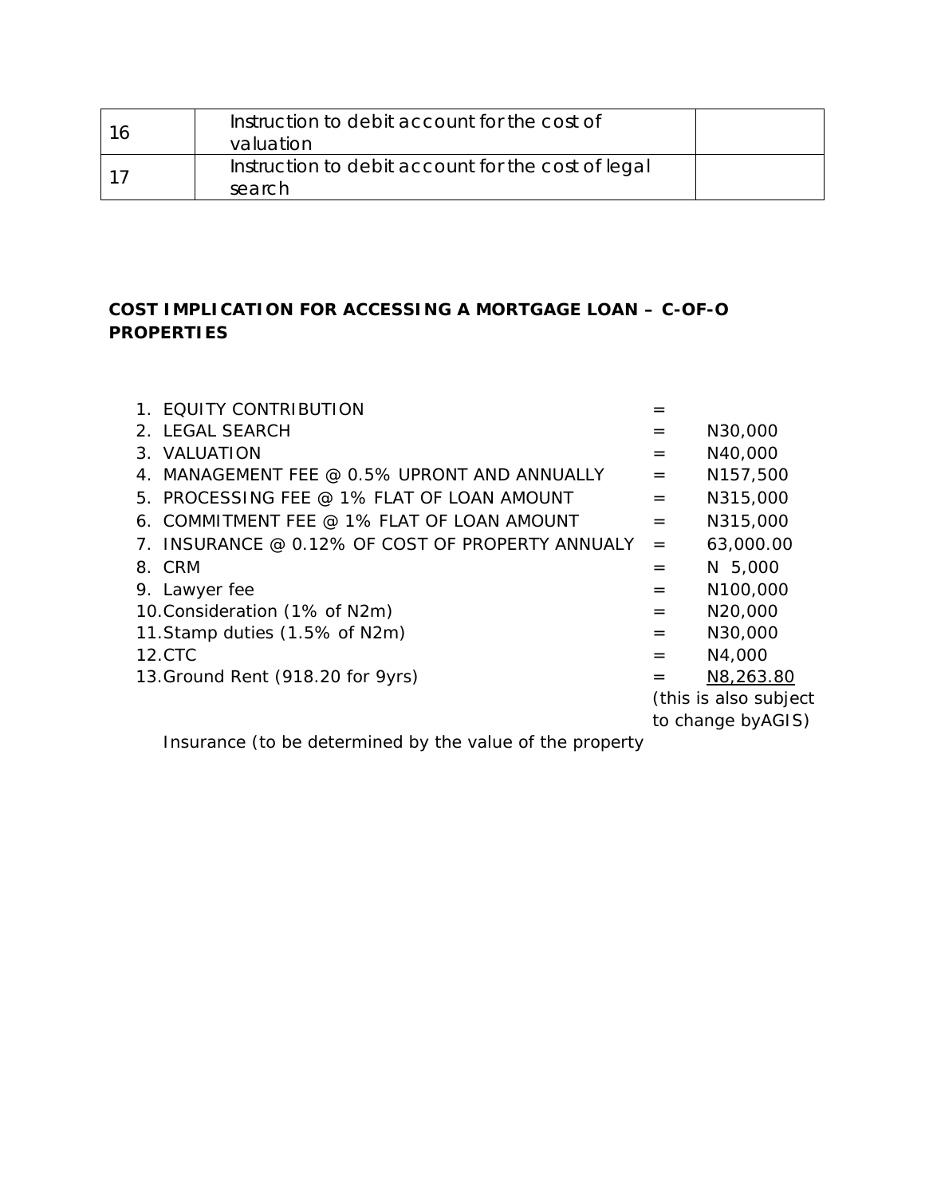| | | |
|---|---|---|
| 16 | Instruction to debit account for the cost of valuation | |
| 17 | Instruction to debit account for the cost of legal search | |

**COST IMPLICATION FOR ACCESSING A MORTGAGE LOAN – C-OF-O PROPERTIES**

1. EQUITY CONTRIBUTION =
2. LEGAL SEARCH = N30,000
3. VALUATION = N40,000
4. MANAGEMENT FEE @ 0.5% UPRONT AND ANNUALLY = N157,500
5. PROCESSING FEE @ 1% FLAT OF LOAN AMOUNT = N315,000
6. COMMITMENT FEE @ 1% FLAT OF LOAN AMOUNT = N315,000
7. INSURANCE @ 0.12% OF COST OF PROPERTY ANNUALY = 63,000.00
8. CRM = N 5,000
9. Lawyer fee = N100,000
10. Consideration (1% of N2m) = N20,000
11. Stamp duties (1.5% of N2m) = N30,000
12. CTC = N4,000
13. Ground Rent (918.20 for 9yrs) = N8,263.80 (this is also subject to change byAGIS)

Insurance (to be determined by the value of the property